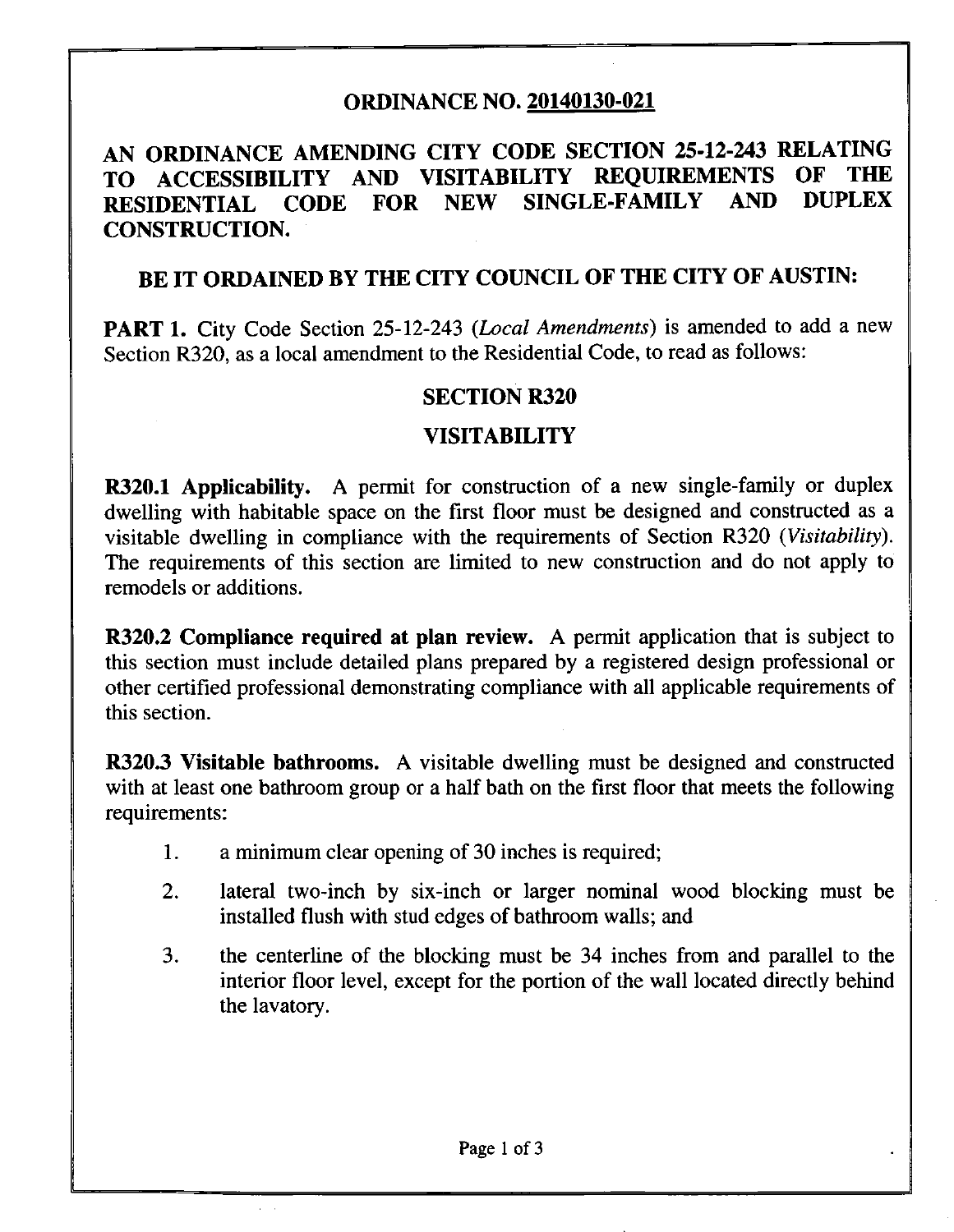# ORDINANCE NO. 20140130-021

## AN ORDINANCE AMENDING CITY CODE SECTION 25-12-243 RELATING TO ACCESSIBILITY AND VISITABILITY REQUIREMENTS OF THE RESIDENTIAL CODE FOR NEW SINGLE-FAMILY AND DUPLEX CONSTRUCTION.

## BE IT ORDAINED BY THE CITY COUNCIL OF THE CITY OF AUSTIN:

**PART 1.** City Code Section 25-12-243 (*Local Amendments*) is amended to add a new Section R320, as a local amendment to the Residential Code, to read as follows:

### SECTION R320

### VISITABILITY

**R320.1 Applicability.** A permit for construction of a new single-family or duplex dwelling with habitable space on the first floor must be designed and constructed as a visitable dwelling in compliance with the requirements of Section R320 (*Visitability*). The requirements of this section are limited to new construction and do not apply to remodels or additions.

**R320.2 Compliance required at plan review.** A permit application that is subject to this section must include detailed plans prepared by a registered design professional or other certified professional demonstrating compliance with all applicable requirements of this section.

**R320.3 Visitable bathrooms.** A visitable dwelling must be designed and constructed with at least one bathroom group or a half bath on the first floor that meets the following requirements:

1. a minimum clear opening of 30 inches is required;
2. lateral two-inch by six-inch or larger nominal wood blocking must be installed flush with stud edges of bathroom walls; and
3. the centerline of the blocking must be 34 inches from and parallel to the interior floor level, except for the portion of the wall located directly behind the lavatory.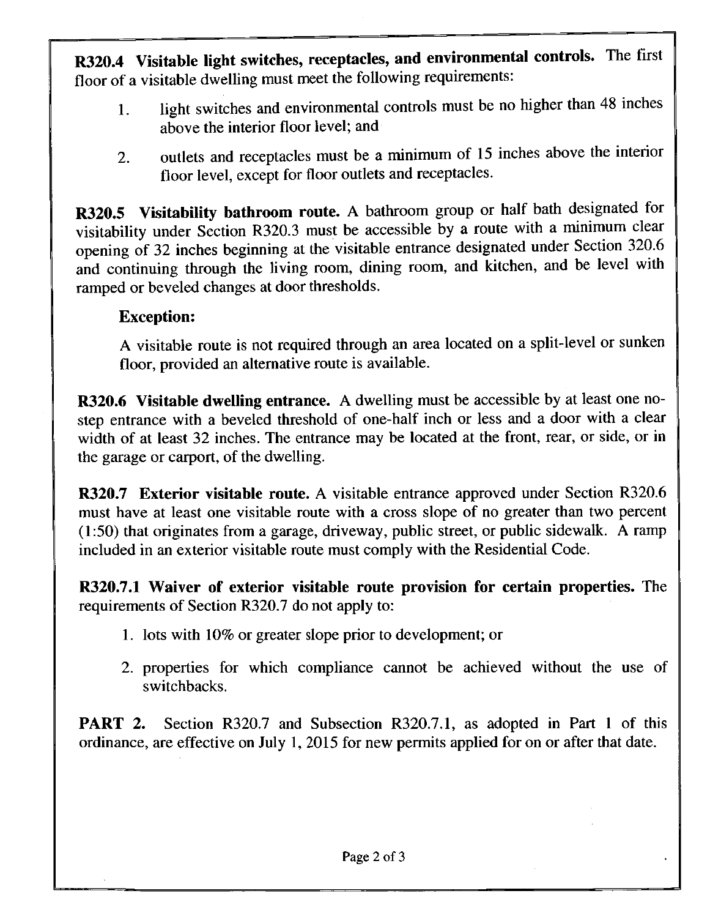**R320.4 Visitable light switches, receptacles, and environmental controls.** The first floor of a visitable dwelling must meet the following requirements:

1. light switches and environmental controls must be no higher than 48 inches above the interior floor level; and

2. outlets and receptacles must be a minimum of 15 inches above the interior floor level, except for floor outlets and receptacles.

**R320.5 Visitability bathroom route.** A bathroom group or half bath designated for visitability under Section R320.3 must be accessible by a route with a minimum clear opening of 32 inches beginning at the visitable entrance designated under Section 320.6 and continuing through the living room, dining room, and kitchen, and be level with ramped or beveled changes at door thresholds.

**Exception:**

A visitable route is not required through an area located on a split-level or sunken floor, provided an alternative route is available.

**R320.6 Visitable dwelling entrance.** A dwelling must be accessible by at least one no-step entrance with a beveled threshold of one-half inch or less and a door with a clear width of at least 32 inches. The entrance may be located at the front, rear, or side, or in the garage or carport, of the dwelling.

**R320.7 Exterior visitable route.** A visitable entrance approved under Section R320.6 must have at least one visitable route with a cross slope of no greater than two percent (1:50) that originates from a garage, driveway, public street, or public sidewalk. A ramp included in an exterior visitable route must comply with the Residential Code.

**R320.7.1 Waiver of exterior visitable route provision for certain properties.** The requirements of Section R320.7 do not apply to:

1. lots with 10% or greater slope prior to development; or

2. properties for which compliance cannot be achieved without the use of switchbacks.

**PART 2.** Section R320.7 and Subsection R320.7.1, as adopted in Part 1 of this ordinance, are effective on July 1, 2015 for new permits applied for on or after that date.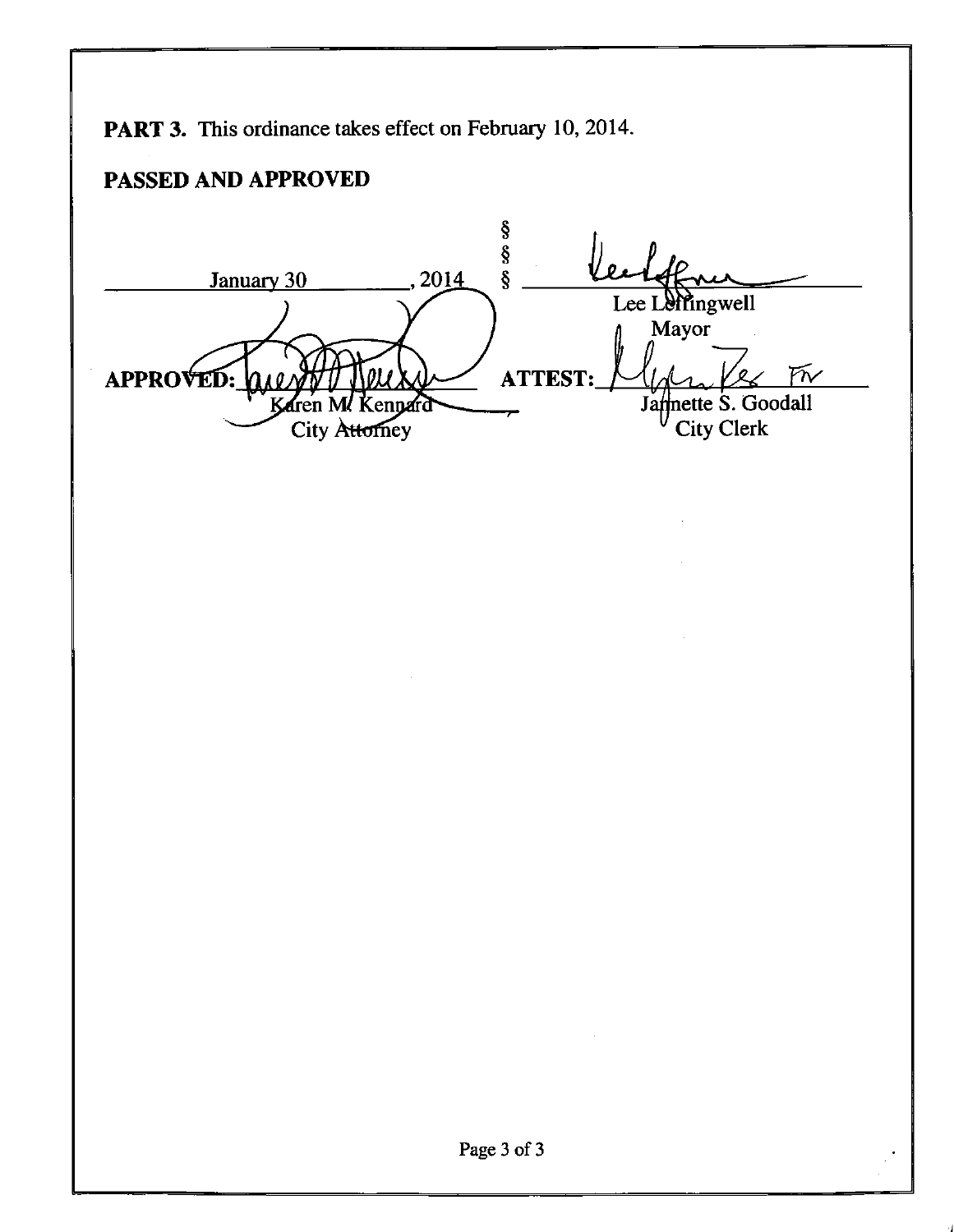**PART 3.** This ordinance takes effect on February 10, 2014.

**PASSED AND APPROVED**

| | | |
|---|---|---|
| January 30, 2014 | §<br>§<br>§ | Lee Leffingwell<br>Mayor |
| **APPROVED:** Karen M. Kennard<br>City Attorney | | **ATTEST:** Jannette S. Goodall<br>City Clerk |